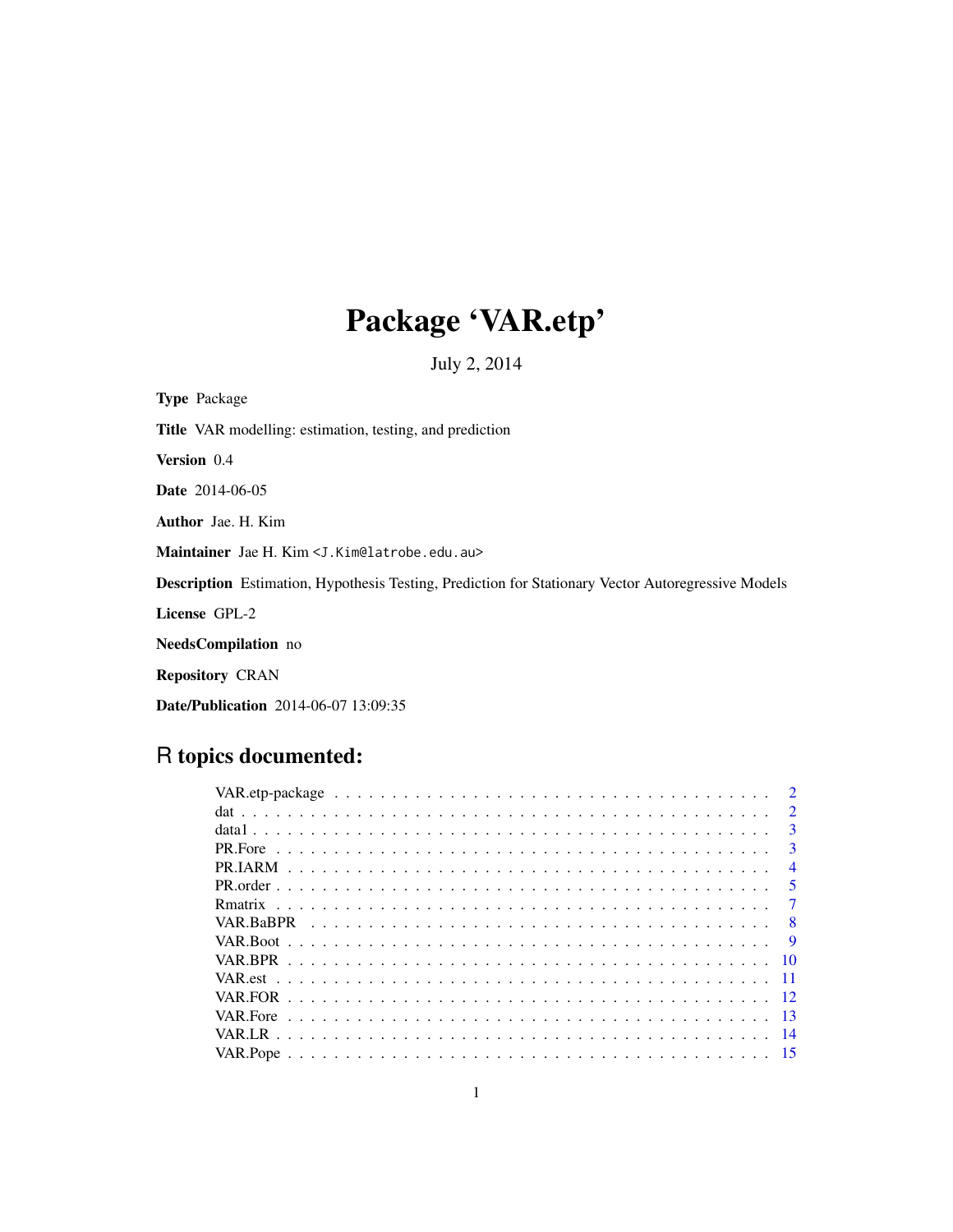# Package 'VAR.etp'

July 2, 2014

**Type** Package

**Title** VAR modelling: estimation, testing, and prediction

**Version** 0.4

**Date** 2014-06-05

**Author** Jae. H. Kim

**Maintainer** Jae H. Kim <J.Kim@latrobe.edu.au>

**Description** Estimation, Hypothesis Testing, Prediction for Stationary Vector Autoregressive Models

**License** GPL-2

**NeedsCompilation** no

**Repository** CRAN

**Date/Publication** 2014-06-07 13:09:35

## R topics documented:

| Topic | Page |
|---|---|
| VAR.etp-package | 2 |
| dat | 2 |
| data1 | 3 |
| PR.Fore | 3 |
| PR.IARM | 4 |
| PR.order | 5 |
| Rmatrix | 7 |
| VAR.BaBPR | 8 |
| VAR.Boot | 9 |
| VAR.BPR | 10 |
| VAR.est | 11 |
| VAR.FOR | 12 |
| VAR.Fore | 13 |
| VAR.LR | 14 |
| VAR.Pope | 15 |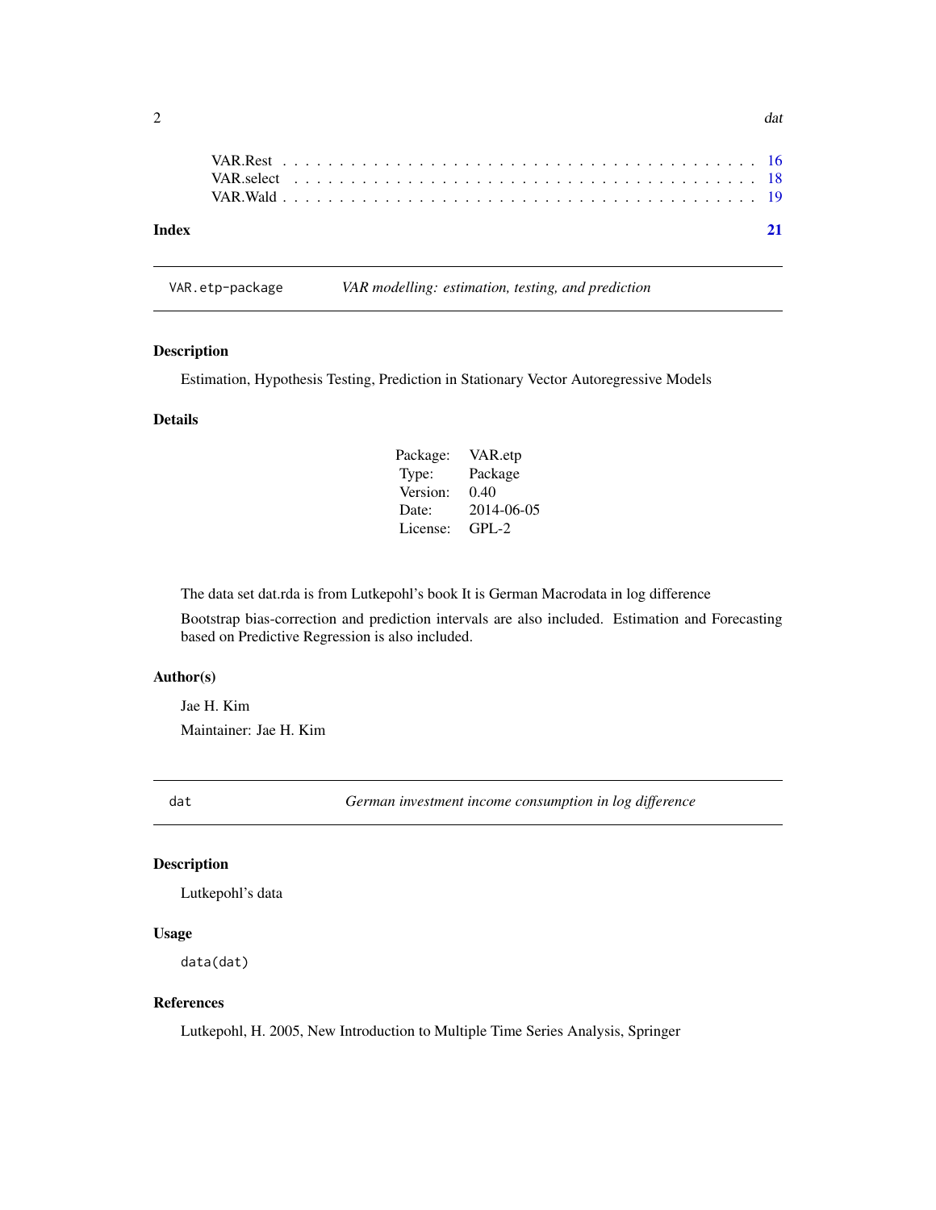VAR.Rest . . . . . . . . . . . . . . . . . . . . . . . . . . . . . . . . . . . . . . . . 16
VAR.select . . . . . . . . . . . . . . . . . . . . . . . . . . . . . . . . . . . . . . . 18
VAR.Wald . . . . . . . . . . . . . . . . . . . . . . . . . . . . . . . . . . . . . . . . 19

**Index** **21**

---

`VAR.etp-package` *VAR modelling: estimation, testing, and prediction*

---

### Description

Estimation, Hypothesis Testing, Prediction in Stationary Vector Autoregressive Models

### Details

| | |
|---|---|
| Package: | VAR.etp |
| Type: | Package |
| Version: | 0.40 |
| Date: | 2014-06-05 |
| License: | GPL-2 |

The data set dat.rda is from Lutkepohl's book It is German Macrodata in log difference

Bootstrap bias-correction and prediction intervals are also included. Estimation and Forecasting based on Predictive Regression is also included.

### Author(s)

Jae H. Kim

Maintainer: Jae H. Kim

---

`dat` *German investment income consumption in log difference*

---

### Description

Lutkepohl's data

### Usage

```
data(dat)
```

### References

Lutkepohl, H. 2005, New Introduction to Multiple Time Series Analysis, Springer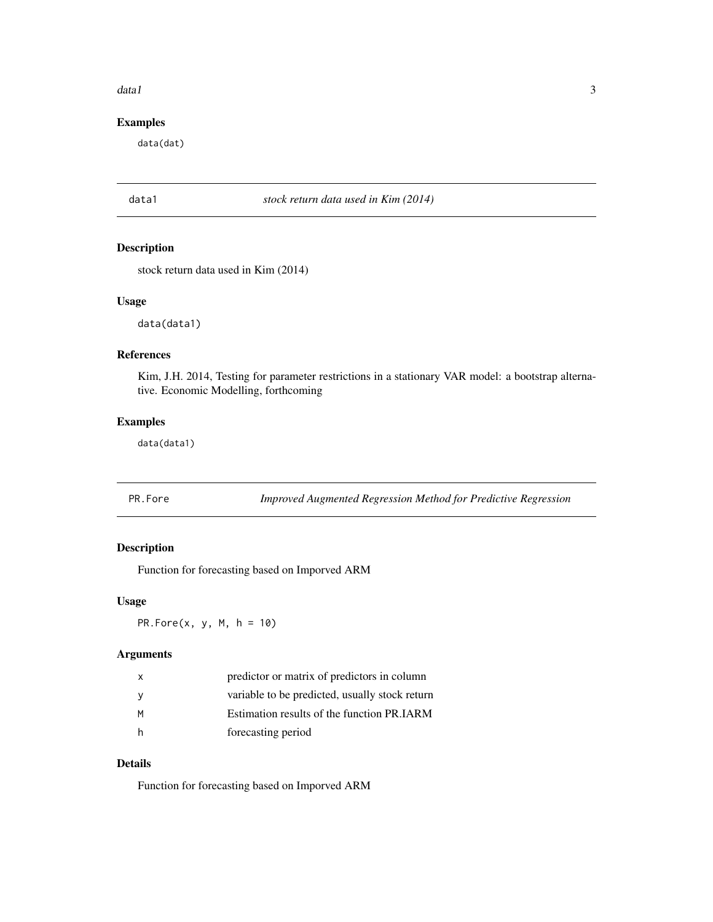## Examples

```
data(dat)
```

---

## data1 — *stock return data used in Kim (2014)*

### Description

stock return data used in Kim (2014)

### Usage

```
data(data1)
```

### References

Kim, J.H. 2014, Testing for parameter restrictions in a stationary VAR model: a bootstrap alternative. Economic Modelling, forthcoming

### Examples

```
data(data1)
```

---

## PR.Fore — *Improved Augmented Regression Method for Predictive Regression*

### Description

Function for forecasting based on Imporved ARM

### Usage

```
PR.Fore(x, y, M, h = 10)
```

### Arguments

| | |
|---|---|
| x | predictor or matrix of predictors in column |
| y | variable to be predicted, usually stock return |
| M | Estimation results of the function PR.IARM |
| h | forecasting period |

### Details

Function for forecasting based on Imporved ARM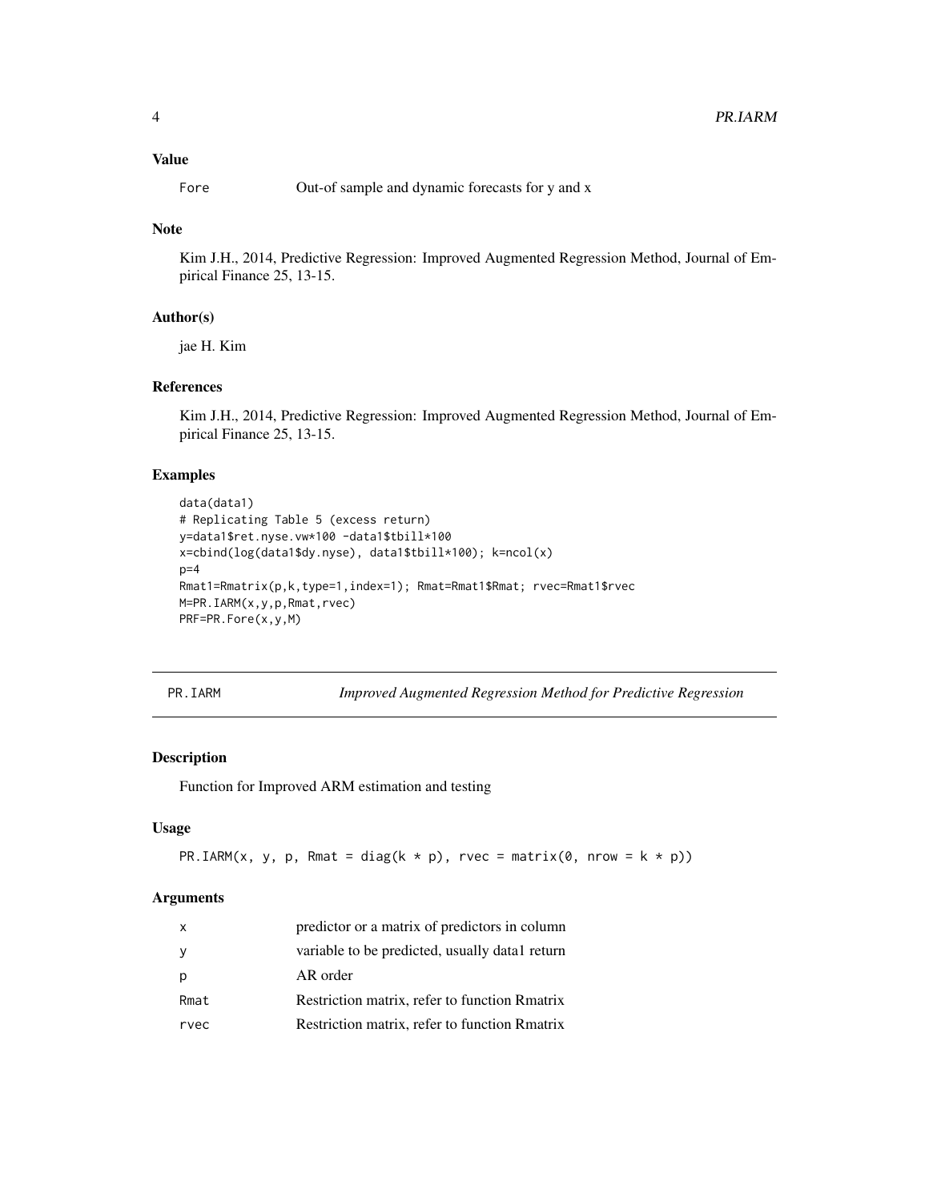### Value

| | |
|---|---|
| Fore | Out-of sample and dynamic forecasts for y and x |

### Note

Kim J.H., 2014, Predictive Regression: Improved Augmented Regression Method, Journal of Empirical Finance 25, 13-15.

### Author(s)

jae H. Kim

### References

Kim J.H., 2014, Predictive Regression: Improved Augmented Regression Method, Journal of Empirical Finance 25, 13-15.

### Examples

```
data(data1)
# Replicating Table 5 (excess return)
y=data1$ret.nyse.vw*100 -data1$tbill*100
x=cbind(log(data1$dy.nyse), data1$tbill*100); k=ncol(x)
p=4
Rmat1=Rmatrix(p,k,type=1,index=1); Rmat=Rmat1$Rmat; rvec=Rmat1$rvec
M=PR.IARM(x,y,p,Rmat,rvec)
PRF=PR.Fore(x,y,M)
```

---

## PR.IARM — *Improved Augmented Regression Method for Predictive Regression*

### Description

Function for Improved ARM estimation and testing

### Usage

```
PR.IARM(x, y, p, Rmat = diag(k * p), rvec = matrix(0, nrow = k * p))
```

### Arguments

| | |
|---|---|
| x | predictor or a matrix of predictors in column |
| y | variable to be predicted, usually data1 return |
| p | AR order |
| Rmat | Restriction matrix, refer to function Rmatrix |
| rvec | Restriction matrix, refer to function Rmatrix |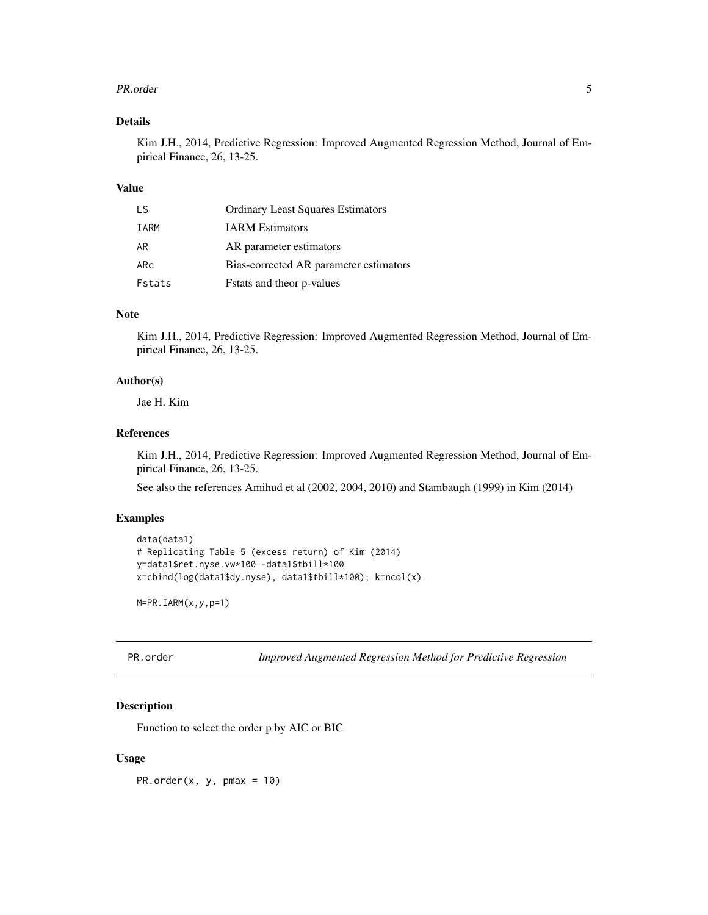### Details

Kim J.H., 2014, Predictive Regression: Improved Augmented Regression Method, Journal of Empirical Finance, 26, 13-25.

### Value

| | |
|---|---|
| LS | Ordinary Least Squares Estimators |
| IARM | IARM Estimators |
| AR | AR parameter estimators |
| ARc | Bias-corrected AR parameter estimators |
| Fstats | Fstats and theor p-values |

### Note

Kim J.H., 2014, Predictive Regression: Improved Augmented Regression Method, Journal of Empirical Finance, 26, 13-25.

### Author(s)

Jae H. Kim

### References

Kim J.H., 2014, Predictive Regression: Improved Augmented Regression Method, Journal of Empirical Finance, 26, 13-25.

See also the references Amihud et al (2002, 2004, 2010) and Stambaugh (1999) in Kim (2014)

### Examples

```
data(data1)
# Replicating Table 5 (excess return) of Kim (2014)
y=data1$ret.nyse.vw*100 -data1$tbill*100
x=cbind(log(data1$dy.nyse), data1$tbill*100); k=ncol(x)

M=PR.IARM(x,y,p=1)
```

---

## PR.order — *Improved Augmented Regression Method for Predictive Regression*

### Description

Function to select the order p by AIC or BIC

### Usage

```
PR.order(x, y, pmax = 10)
```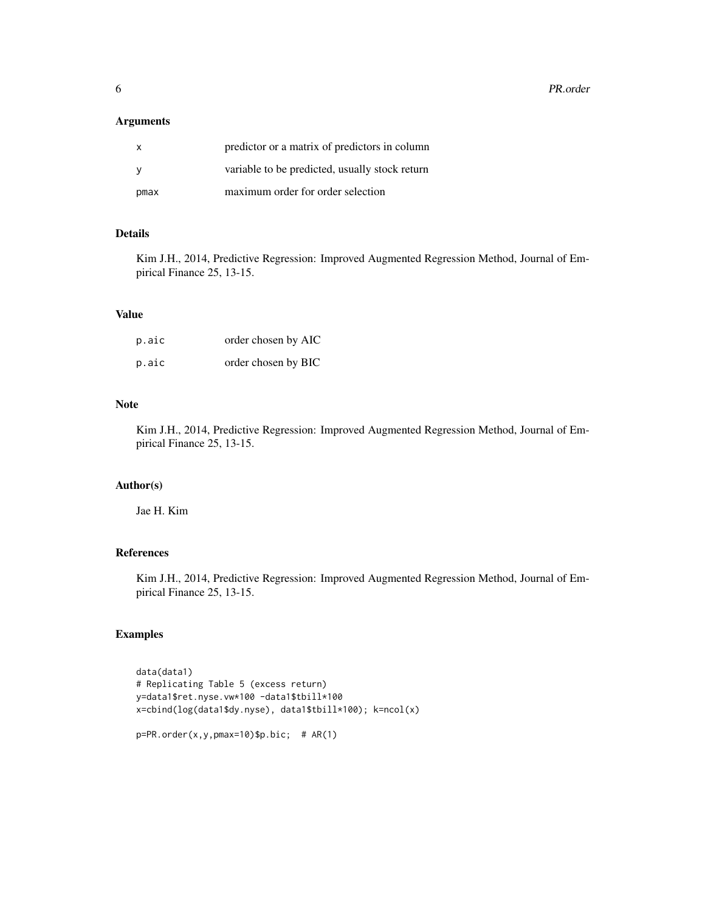## Arguments

| | |
|---|---|
| x | predictor or a matrix of predictors in column |
| y | variable to be predicted, usually stock return |
| pmax | maximum order for order selection |

## Details

Kim J.H., 2014, Predictive Regression: Improved Augmented Regression Method, Journal of Empirical Finance 25, 13-15.

## Value

| | |
|---|---|
| p.aic | order chosen by AIC |
| p.aic | order chosen by BIC |

## Note

Kim J.H., 2014, Predictive Regression: Improved Augmented Regression Method, Journal of Empirical Finance 25, 13-15.

## Author(s)

Jae H. Kim

## References

Kim J.H., 2014, Predictive Regression: Improved Augmented Regression Method, Journal of Empirical Finance 25, 13-15.

## Examples

```
data(data1)
# Replicating Table 5 (excess return)
y=data1$ret.nyse.vw*100 -data1$tbill*100
x=cbind(log(data1$dy.nyse), data1$tbill*100); k=ncol(x)

p=PR.order(x,y,pmax=10)$p.bic;  # AR(1)
```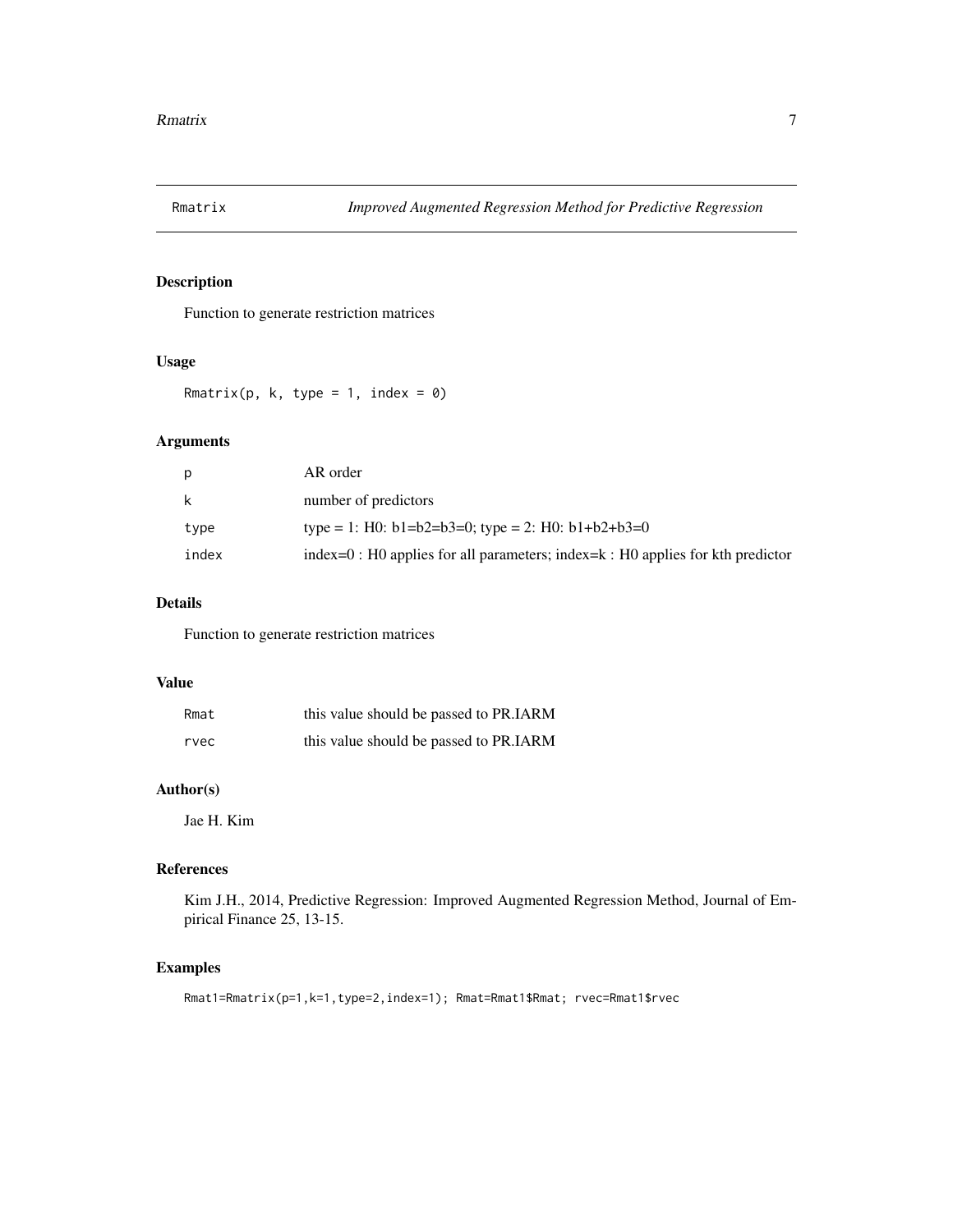# Rmatrix — *Improved Augmented Regression Method for Predictive Regression*

## Description

Function to generate restriction matrices

## Usage

```
Rmatrix(p, k, type = 1, index = 0)
```

## Arguments

| | |
|---|---|
| p | AR order |
| k | number of predictors |
| type | type = 1: H0: b1=b2=b3=0; type = 2: H0: b1+b2+b3=0 |
| index | index=0 : H0 applies for all parameters; index=k : H0 applies for kth predictor |

## Details

Function to generate restriction matrices

## Value

| | |
|---|---|
| Rmat | this value should be passed to PR.IARM |
| rvec | this value should be passed to PR.IARM |

## Author(s)

Jae H. Kim

## References

Kim J.H., 2014, Predictive Regression: Improved Augmented Regression Method, Journal of Empirical Finance 25, 13-15.

## Examples

```
Rmat1=Rmatrix(p=1,k=1,type=2,index=1); Rmat=Rmat1$Rmat; rvec=Rmat1$rvec
```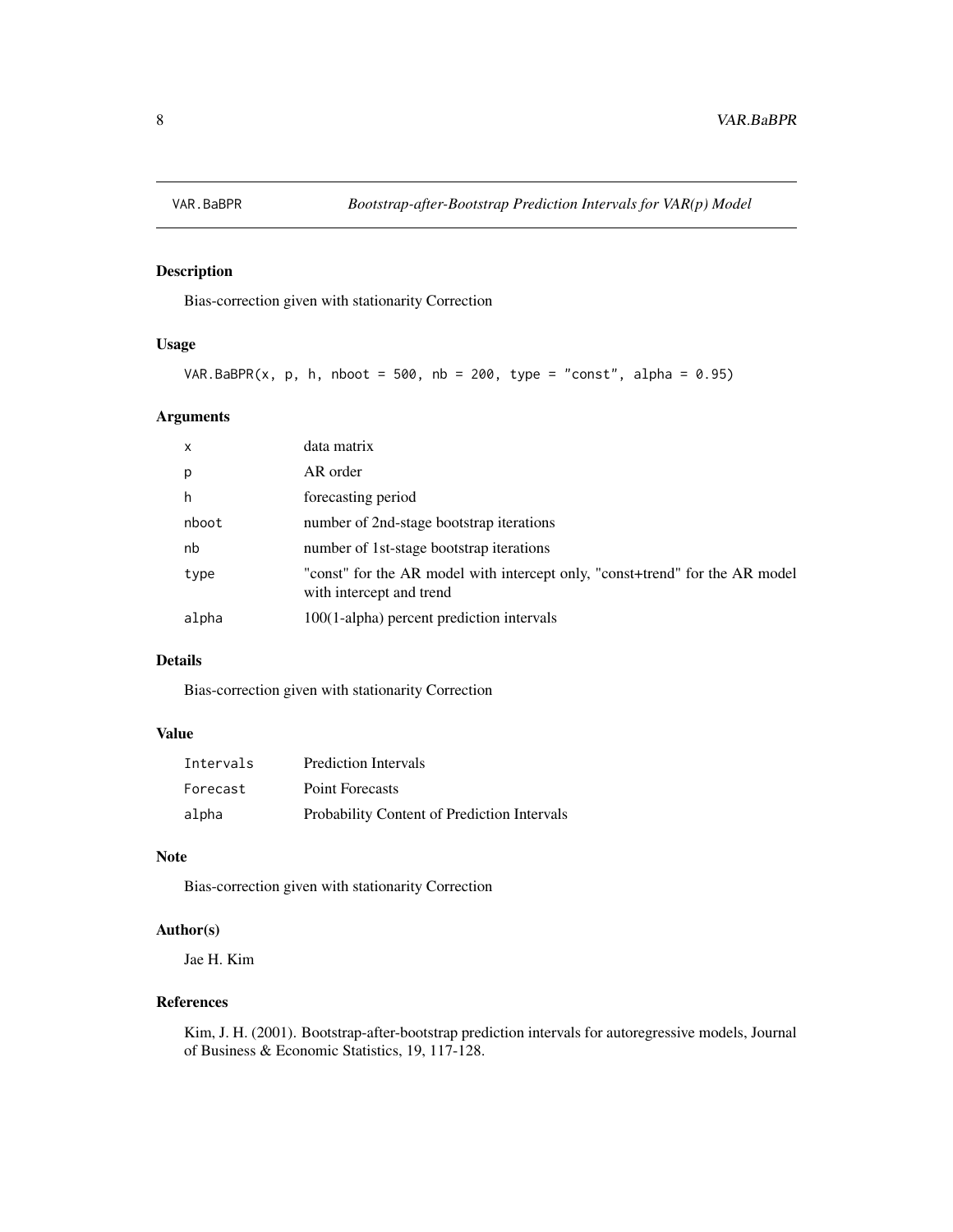VAR.BaBPR — *Bootstrap-after-Bootstrap Prediction Intervals for VAR(p) Model*

## Description

Bias-correction given with stationarity Correction

## Usage

```
VAR.BaBPR(x, p, h, nboot = 500, nb = 200, type = "const", alpha = 0.95)
```

## Arguments

| | |
|---|---|
| x | data matrix |
| p | AR order |
| h | forecasting period |
| nboot | number of 2nd-stage bootstrap iterations |
| nb | number of 1st-stage bootstrap iterations |
| type | "const" for the AR model with intercept only, "const+trend" for the AR model with intercept and trend |
| alpha | 100(1-alpha) percent prediction intervals |

## Details

Bias-correction given with stationarity Correction

## Value

| | |
|---|---|
| Intervals | Prediction Intervals |
| Forecast | Point Forecasts |
| alpha | Probability Content of Prediction Intervals |

## Note

Bias-correction given with stationarity Correction

## Author(s)

Jae H. Kim

## References

Kim, J. H. (2001). Bootstrap-after-bootstrap prediction intervals for autoregressive models, Journal of Business & Economic Statistics, 19, 117-128.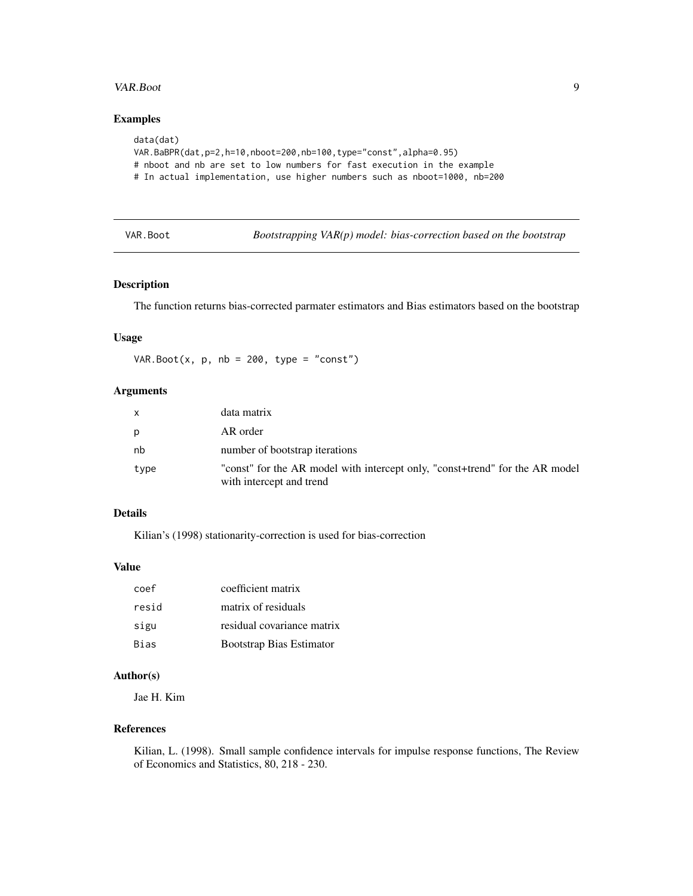## Examples

```
data(dat)
VAR.BaBPR(dat,p=2,h=10,nboot=200,nb=100,type="const",alpha=0.95)
# nboot and nb are set to low numbers for fast execution in the example
# In actual implementation, use higher numbers such as nboot=1000, nb=200
```

---

# VAR.Boot — *Bootstrapping VAR(p) model: bias-correction based on the bootstrap*

---

## Description

The function returns bias-corrected parmater estimators and Bias estimators based on the bootstrap

## Usage

```
VAR.Boot(x, p, nb = 200, type = "const")
```

## Arguments

| | |
|---|---|
| x | data matrix |
| p | AR order |
| nb | number of bootstrap iterations |
| type | "const" for the AR model with intercept only, "const+trend" for the AR model with intercept and trend |

## Details

Kilian's (1998) stationarity-correction is used for bias-correction

## Value

| | |
|---|---|
| coef | coefficient matrix |
| resid | matrix of residuals |
| sigu | residual covariance matrix |
| Bias | Bootstrap Bias Estimator |

## Author(s)

Jae H. Kim

## References

Kilian, L. (1998). Small sample confidence intervals for impulse response functions, The Review of Economics and Statistics, 80, 218 - 230.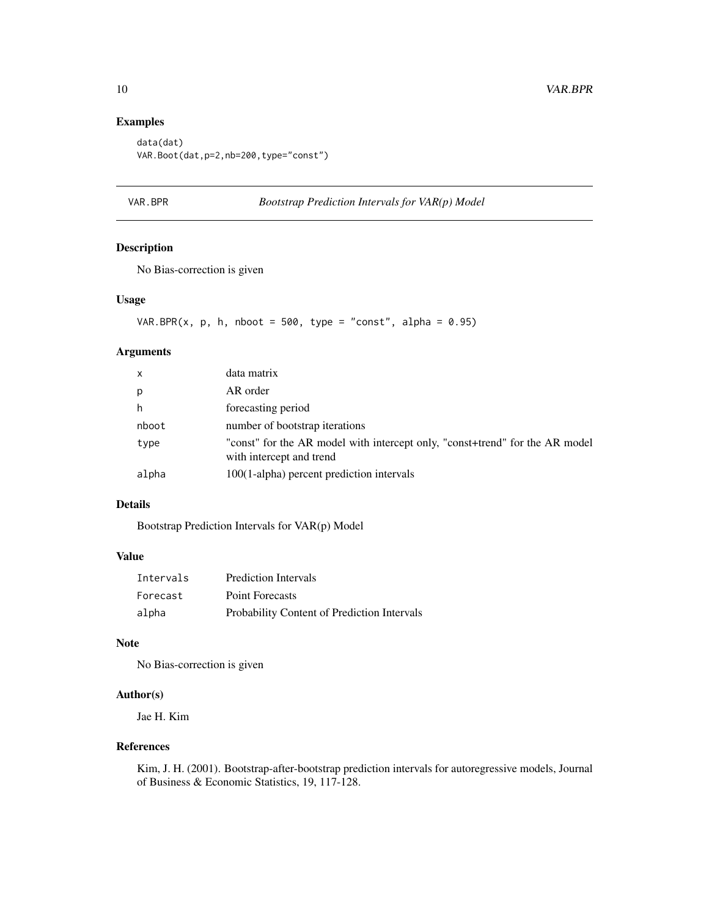## Examples

```
data(dat)
VAR.Boot(dat,p=2,nb=200,type="const")
```

---

# VAR.BPR — *Bootstrap Prediction Intervals for VAR(p) Model*

## Description

No Bias-correction is given

## Usage

```
VAR.BPR(x, p, h, nboot = 500, type = "const", alpha = 0.95)
```

## Arguments

| | |
|---|---|
| x | data matrix |
| p | AR order |
| h | forecasting period |
| nboot | number of bootstrap iterations |
| type | "const" for the AR model with intercept only, "const+trend" for the AR model with intercept and trend |
| alpha | 100(1-alpha) percent prediction intervals |

## Details

Bootstrap Prediction Intervals for VAR(p) Model

## Value

| | |
|---|---|
| Intervals | Prediction Intervals |
| Forecast | Point Forecasts |
| alpha | Probability Content of Prediction Intervals |

## Note

No Bias-correction is given

## Author(s)

Jae H. Kim

## References

Kim, J. H. (2001). Bootstrap-after-bootstrap prediction intervals for autoregressive models, Journal of Business & Economic Statistics, 19, 117-128.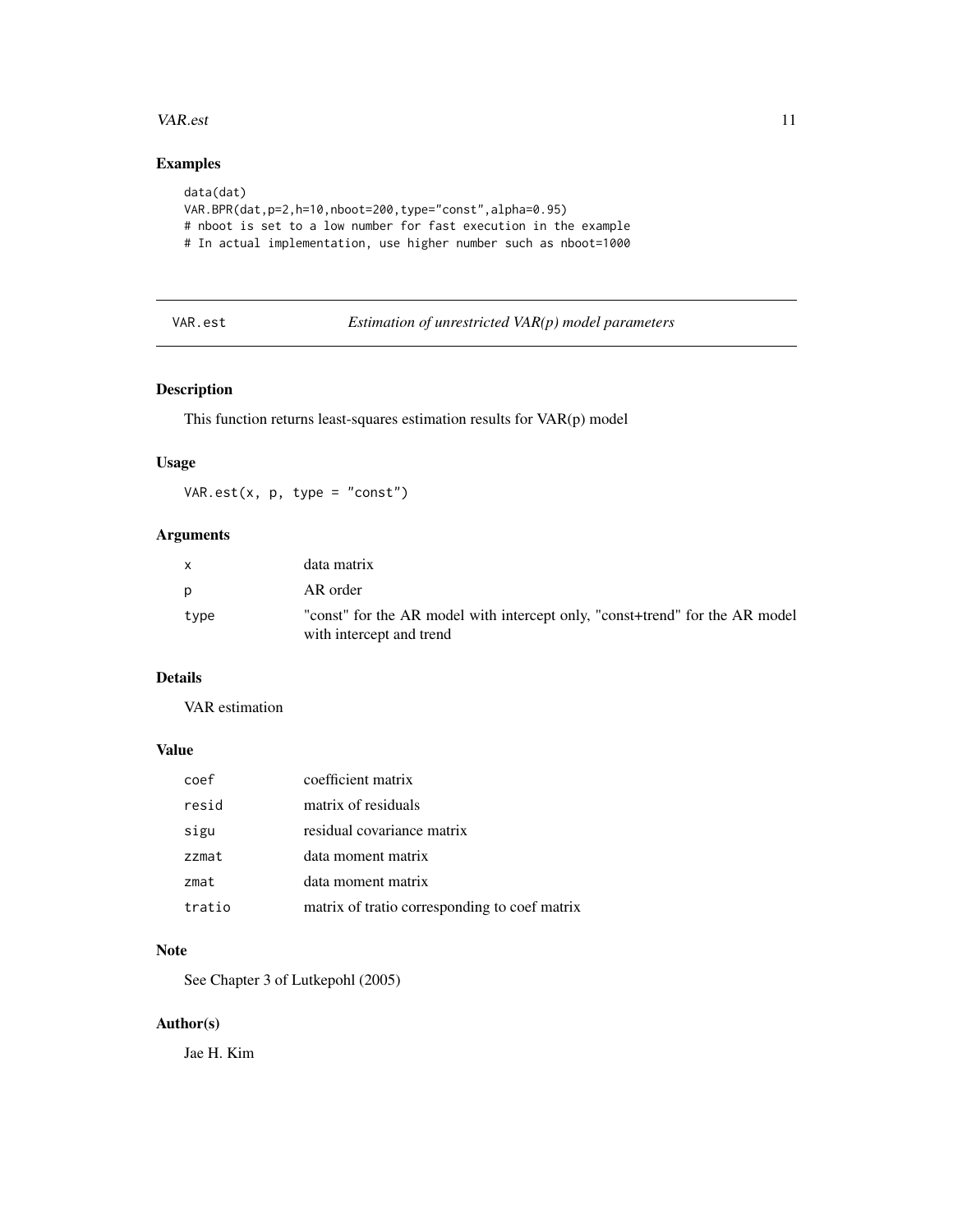## Examples

```
data(dat)
VAR.BPR(dat,p=2,h=10,nboot=200,type="const",alpha=0.95)
# nboot is set to a low number for fast execution in the example
# In actual implementation, use higher number such as nboot=1000
```

---

# VAR.est — *Estimation of unrestricted VAR(p) model parameters*

---

## Description

This function returns least-squares estimation results for VAR(p) model

## Usage

```
VAR.est(x, p, type = "const")
```

## Arguments

| | |
|---|---|
| x | data matrix |
| p | AR order |
| type | "const" for the AR model with intercept only, "const+trend" for the AR model with intercept and trend |

## Details

VAR estimation

## Value

| | |
|---|---|
| coef | coefficient matrix |
| resid | matrix of residuals |
| sigu | residual covariance matrix |
| zzmat | data moment matrix |
| zmat | data moment matrix |
| tratio | matrix of tratio corresponding to coef matrix |

## Note

See Chapter 3 of Lutkepohl (2005)

## Author(s)

Jae H. Kim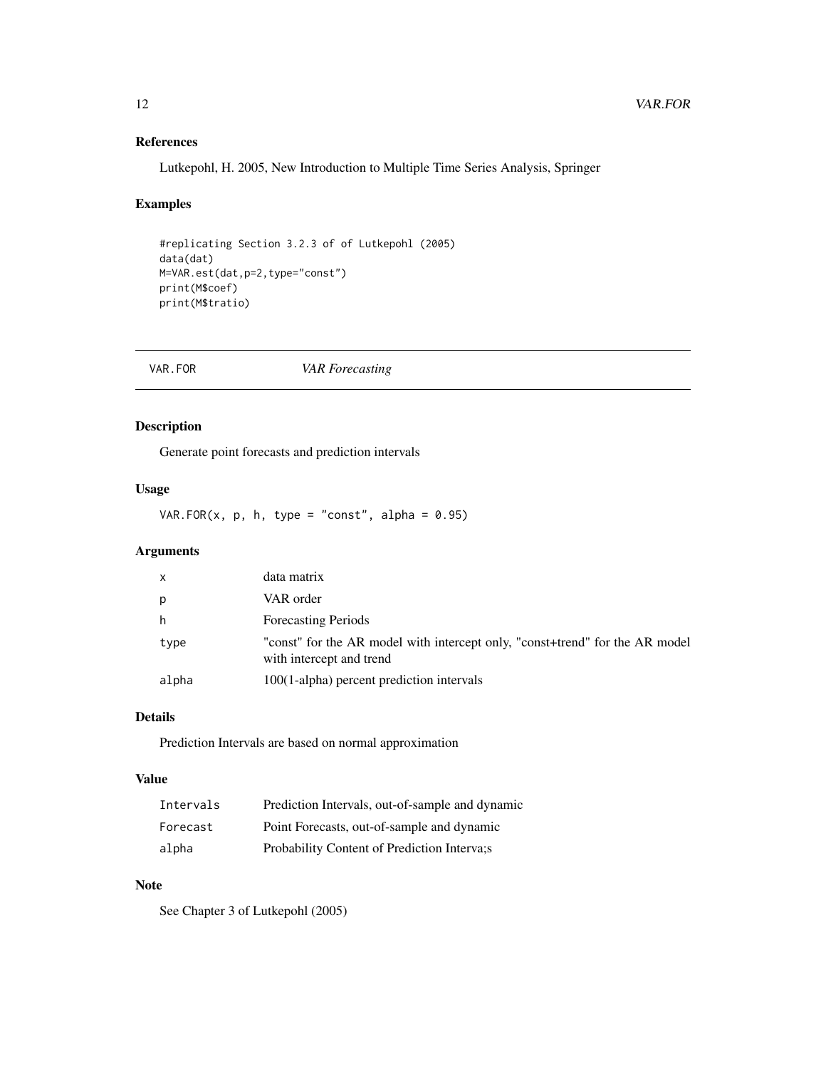## References

Lutkepohl, H. 2005, New Introduction to Multiple Time Series Analysis, Springer

## Examples

```
#replicating Section 3.2.3 of of Lutkepohl (2005)
data(dat)
M=VAR.est(dat,p=2,type="const")
print(M$coef)
print(M$tratio)
```

---

# VAR.FOR *VAR Forecasting*

---

## Description

Generate point forecasts and prediction intervals

## Usage

```
VAR.FOR(x, p, h, type = "const", alpha = 0.95)
```

## Arguments

| | |
|---|---|
| x | data matrix |
| p | VAR order |
| h | Forecasting Periods |
| type | "const" for the AR model with intercept only, "const+trend" for the AR model with intercept and trend |
| alpha | 100(1-alpha) percent prediction intervals |

## Details

Prediction Intervals are based on normal approximation

## Value

| | |
|---|---|
| Intervals | Prediction Intervals, out-of-sample and dynamic |
| Forecast | Point Forecasts, out-of-sample and dynamic |
| alpha | Probability Content of Prediction Interva;s |

## Note

See Chapter 3 of Lutkepohl (2005)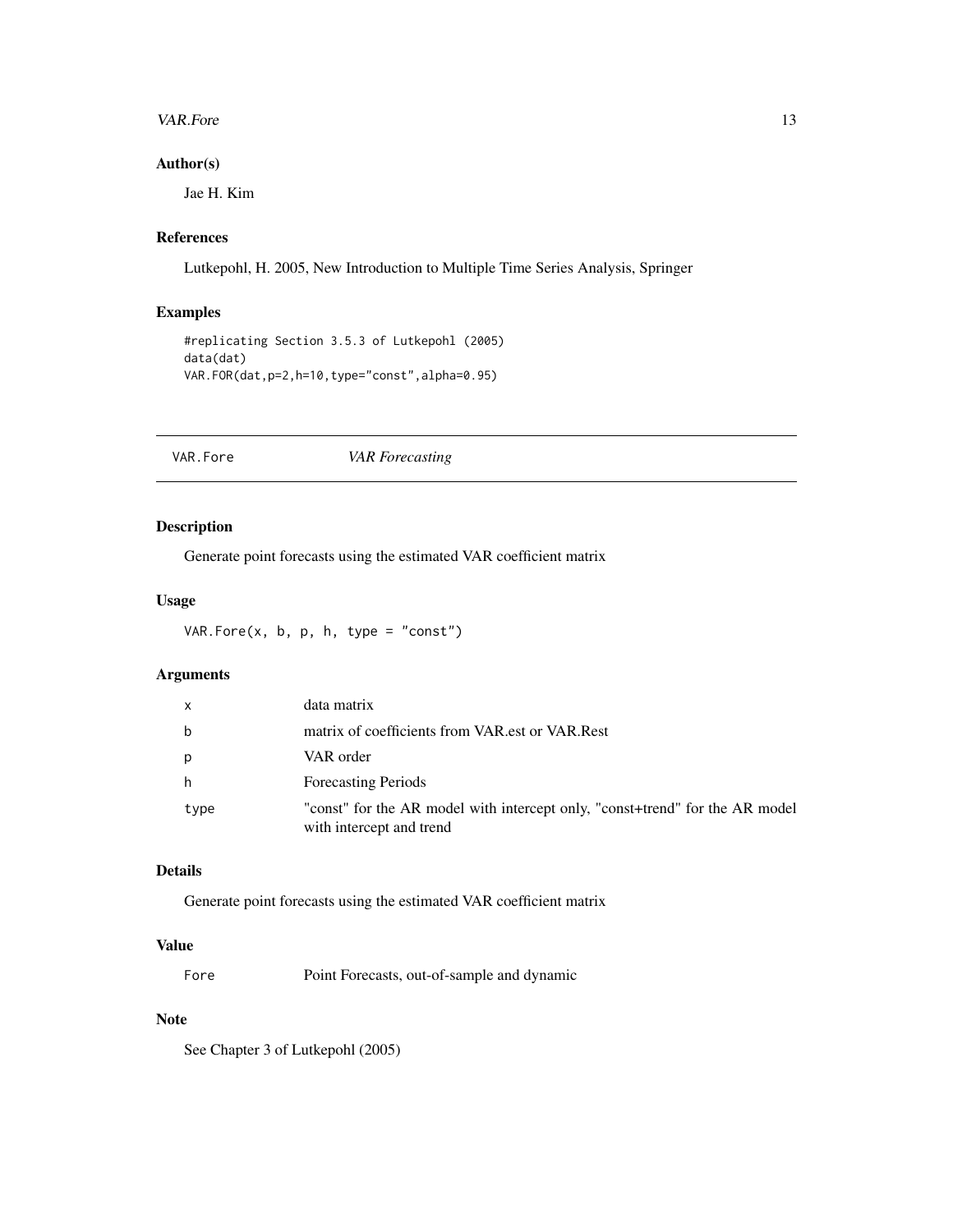## Author(s)

Jae H. Kim

## References

Lutkepohl, H. 2005, New Introduction to Multiple Time Series Analysis, Springer

## Examples

```
#replicating Section 3.5.3 of Lutkepohl (2005)
data(dat)
VAR.FOR(dat,p=2,h=10,type="const",alpha=0.95)
```

---

# VAR.Fore — *VAR Forecasting*

## Description

Generate point forecasts using the estimated VAR coefficient matrix

## Usage

```
VAR.Fore(x, b, p, h, type = "const")
```

## Arguments

| | |
|---|---|
| x | data matrix |
| b | matrix of coefficients from VAR.est or VAR.Rest |
| p | VAR order |
| h | Forecasting Periods |
| type | "const" for the AR model with intercept only, "const+trend" for the AR model with intercept and trend |

## Details

Generate point forecasts using the estimated VAR coefficient matrix

## Value

| | |
|---|---|
| Fore | Point Forecasts, out-of-sample and dynamic |

## Note

See Chapter 3 of Lutkepohl (2005)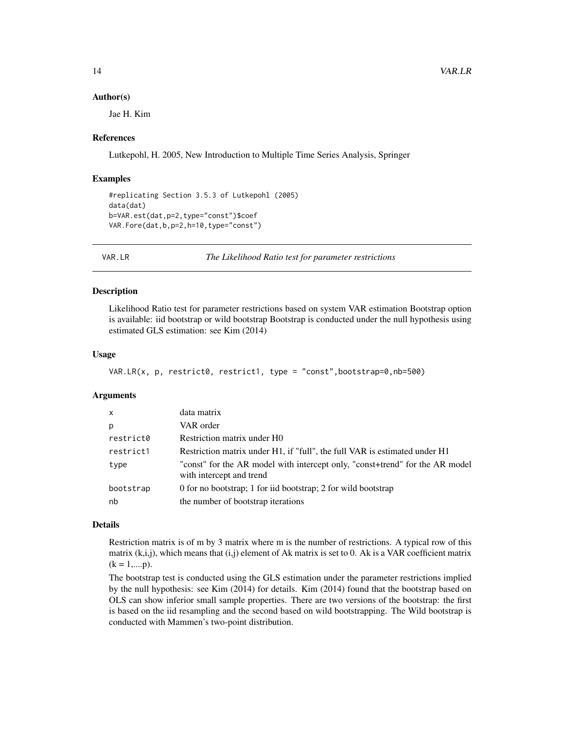### Author(s)

Jae H. Kim

### References

Lutkepohl, H. 2005, New Introduction to Multiple Time Series Analysis, Springer

### Examples

```
#replicating Section 3.5.3 of Lutkepohl (2005)
data(dat)
b=VAR.est(dat,p=2,type="const")$coef
VAR.Fore(dat,b,p=2,h=10,type="const")
```

---

## VAR.LR — *The Likelihood Ratio test for parameter restrictions*

### Description

Likelihood Ratio test for parameter restrictions based on system VAR estimation Bootstrap option is available: iid bootstrap or wild bootstrap Bootstrap is conducted under the null hypothesis using estimated GLS estimation: see Kim (2014)

### Usage

```
VAR.LR(x, p, restrict0, restrict1, type = "const",bootstrap=0,nb=500)
```

### Arguments

| | |
|---|---|
| x | data matrix |
| p | VAR order |
| restrict0 | Restriction matrix under H0 |
| restrict1 | Restriction matrix under H1, if "full", the full VAR is estimated under H1 |
| type | "const" for the AR model with intercept only, "const+trend" for the AR model with intercept and trend |
| bootstrap | 0 for no bootstrap; 1 for iid bootstrap; 2 for wild bootstrap |
| nb | the number of bootstrap iterations |

### Details

Restriction matrix is of m by 3 matrix where m is the number of restrictions. A typical row of this matrix (k,i,j), which means that (i,j) element of Ak matrix is set to 0. Ak is a VAR coefficient matrix (k = 1,....p).

The bootstrap test is conducted using the GLS estimation under the parameter restrictions implied by the null hypothesis: see Kim (2014) for details. Kim (2014) found that the bootstrap based on OLS can show inferior small sample properties. There are two versions of the bootstrap: the first is based on the iid resampling and the second based on wild bootstrapping. The Wild bootstrap is conducted with Mammen's two-point distribution.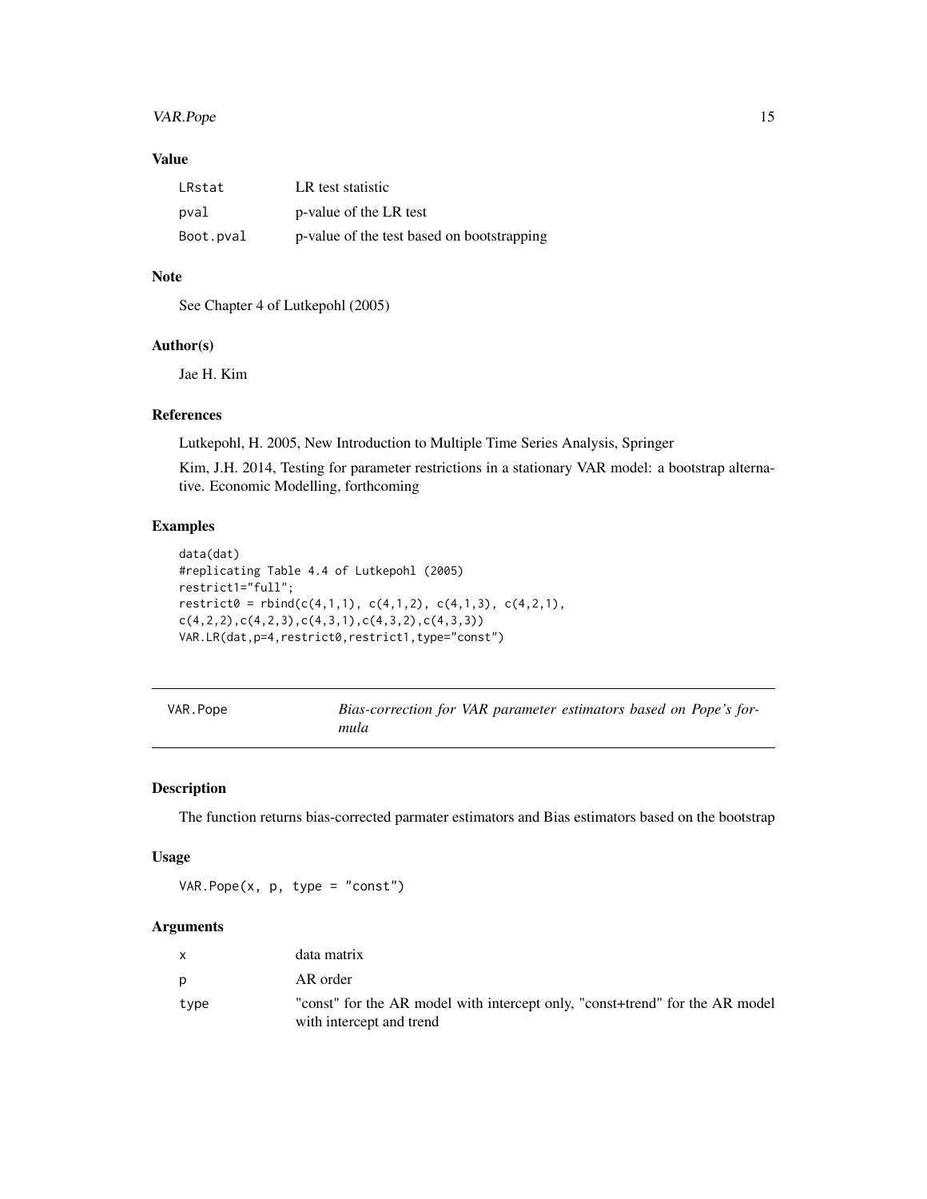## Value

| | |
|---|---|
| LRstat | LR test statistic |
| pval | p-value of the LR test |
| Boot.pval | p-value of the test based on bootstrapping |

## Note

See Chapter 4 of Lutkepohl (2005)

## Author(s)

Jae H. Kim

## References

Lutkepohl, H. 2005, New Introduction to Multiple Time Series Analysis, Springer

Kim, J.H. 2014, Testing for parameter restrictions in a stationary VAR model: a bootstrap alternative. Economic Modelling, forthcoming

## Examples

```
data(dat)
#replicating Table 4.4 of Lutkepohl (2005)
restrict1="full";
restrict0 = rbind(c(4,1,1), c(4,1,2), c(4,1,3), c(4,2,1),
c(4,2,2),c(4,2,3),c(4,3,1),c(4,3,2),c(4,3,3))
VAR.LR(dat,p=4,restrict0,restrict1,type="const")
```

---

# VAR.Pope — *Bias-correction for VAR parameter estimators based on Pope's formula*

## Description

The function returns bias-corrected parmater estimators and Bias estimators based on the bootstrap

## Usage

```
VAR.Pope(x, p, type = "const")
```

## Arguments

| | |
|---|---|
| x | data matrix |
| p | AR order |
| type | "const" for the AR model with intercept only, "const+trend" for the AR model with intercept and trend |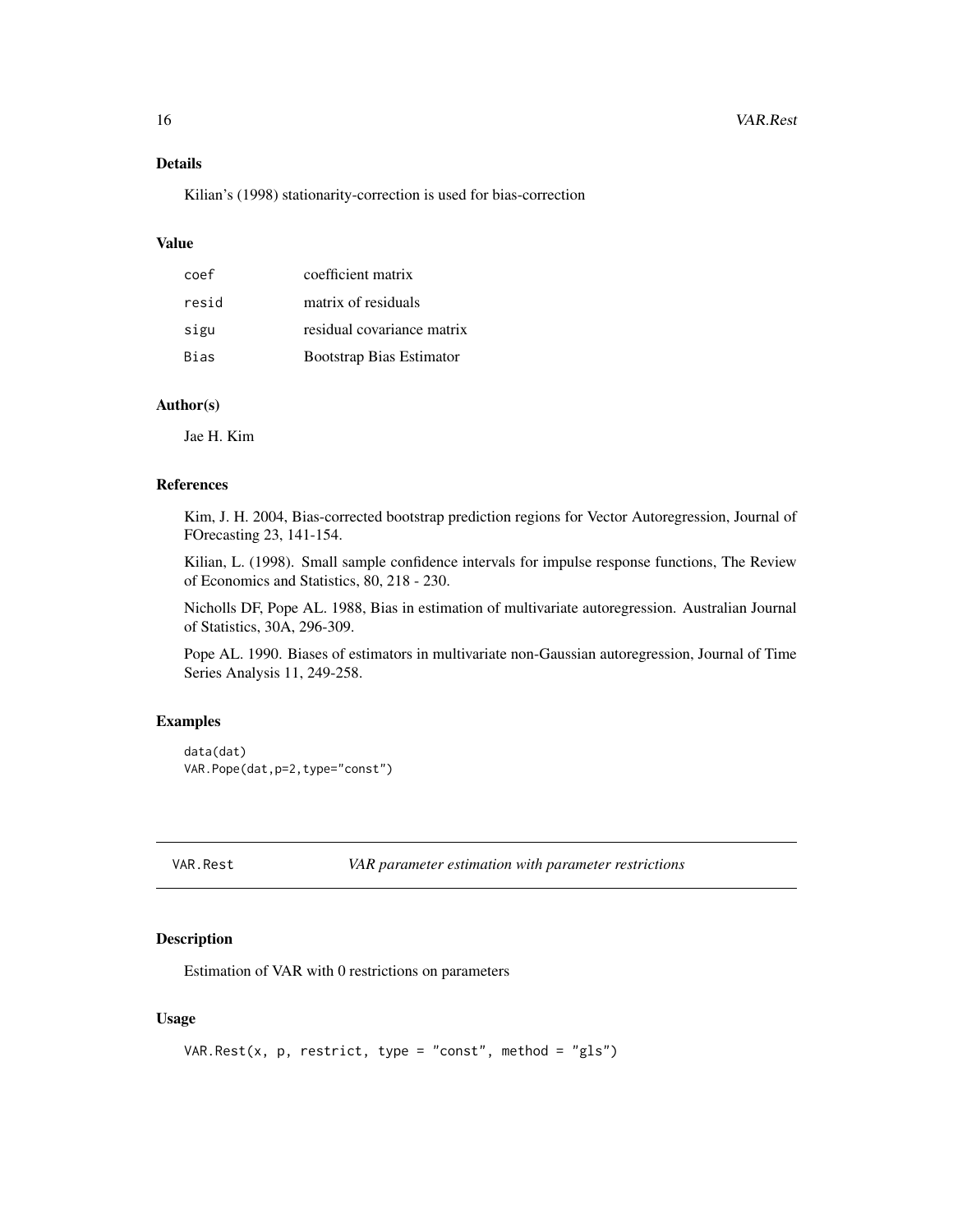## Details

Kilian's (1998) stationarity-correction is used for bias-correction

## Value

| | |
|---|---|
| coef | coefficient matrix |
| resid | matrix of residuals |
| sigu | residual covariance matrix |
| Bias | Bootstrap Bias Estimator |

## Author(s)

Jae H. Kim

## References

Kim, J. H. 2004, Bias-corrected bootstrap prediction regions for Vector Autoregression, Journal of FOrecasting 23, 141-154.

Kilian, L. (1998). Small sample confidence intervals for impulse response functions, The Review of Economics and Statistics, 80, 218 - 230.

Nicholls DF, Pope AL. 1988, Bias in estimation of multivariate autoregression. Australian Journal of Statistics, 30A, 296-309.

Pope AL. 1990. Biases of estimators in multivariate non-Gaussian autoregression, Journal of Time Series Analysis 11, 249-258.

## Examples

```
data(dat)
VAR.Pope(dat,p=2,type="const")
```

---

# VAR.Rest — *VAR parameter estimation with parameter restrictions*

## Description

Estimation of VAR with 0 restrictions on parameters

## Usage

```
VAR.Rest(x, p, restrict, type = "const", method = "gls")
```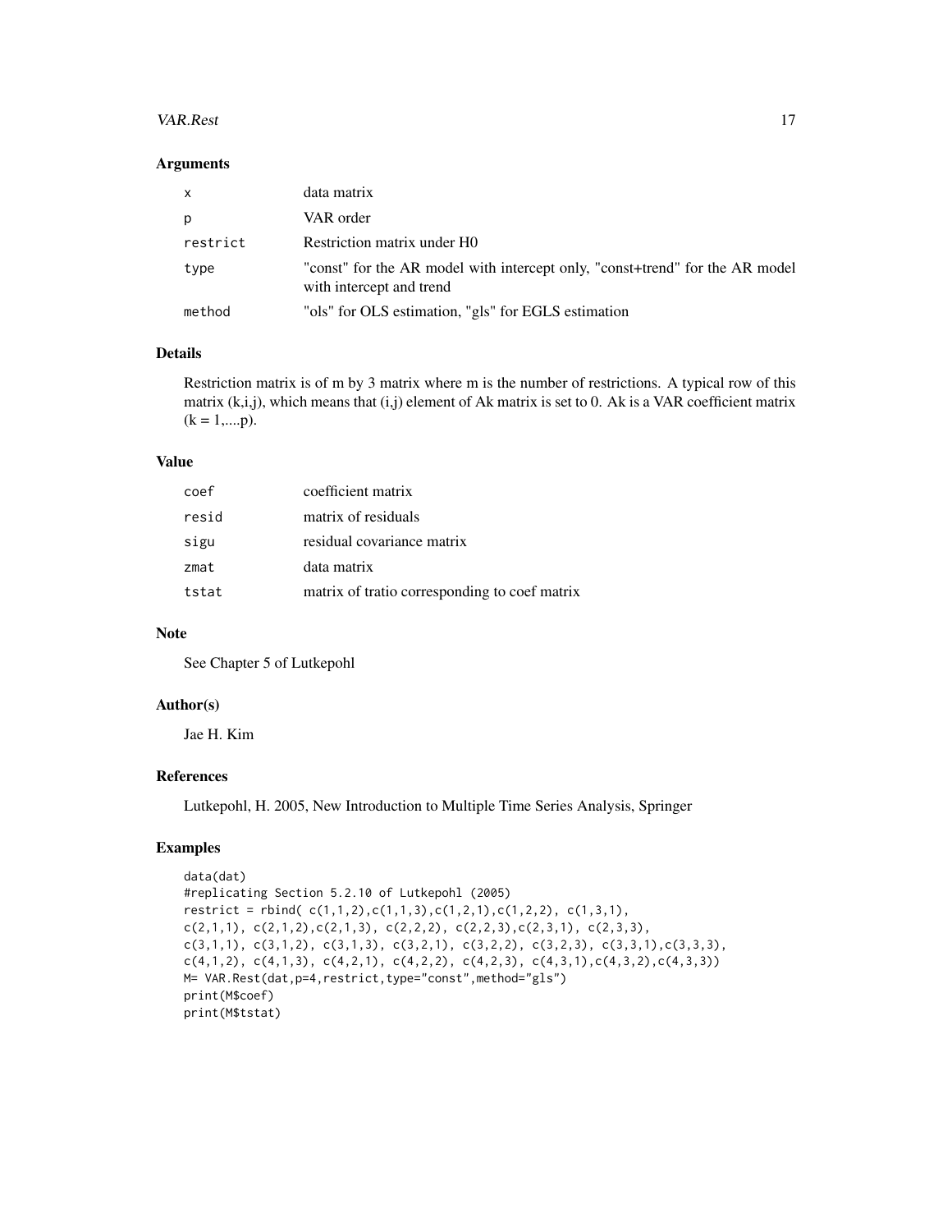## Arguments

| | |
|---|---|
| x | data matrix |
| p | VAR order |
| restrict | Restriction matrix under H0 |
| type | "const" for the AR model with intercept only, "const+trend" for the AR model with intercept and trend |
| method | "ols" for OLS estimation, "gls" for EGLS estimation |

## Details

Restriction matrix is of m by 3 matrix where m is the number of restrictions. A typical row of this matrix (k,i,j), which means that (i,j) element of Ak matrix is set to 0. Ak is a VAR coefficient matrix (k = 1,....p).

## Value

| | |
|---|---|
| coef | coefficient matrix |
| resid | matrix of residuals |
| sigu | residual covariance matrix |
| zmat | data matrix |
| tstat | matrix of tratio corresponding to coef matrix |

## Note

See Chapter 5 of Lutkepohl

## Author(s)

Jae H. Kim

## References

Lutkepohl, H. 2005, New Introduction to Multiple Time Series Analysis, Springer

## Examples

```
data(dat)
#replicating Section 5.2.10 of Lutkepohl (2005)
restrict = rbind( c(1,1,2),c(1,1,3),c(1,2,1),c(1,2,2), c(1,3,1),
c(2,1,1), c(2,1,2),c(2,1,3), c(2,2,2), c(2,2,3),c(2,3,1), c(2,3,3),
c(3,1,1), c(3,1,2), c(3,1,3), c(3,2,1), c(3,2,2), c(3,2,3), c(3,3,1),c(3,3,3),
c(4,1,2), c(4,1,3), c(4,2,1), c(4,2,2), c(4,2,3), c(4,3,1),c(4,3,2),c(4,3,3))
M= VAR.Rest(dat,p=4,restrict,type="const",method="gls")
print(M$coef)
print(M$tstat)
```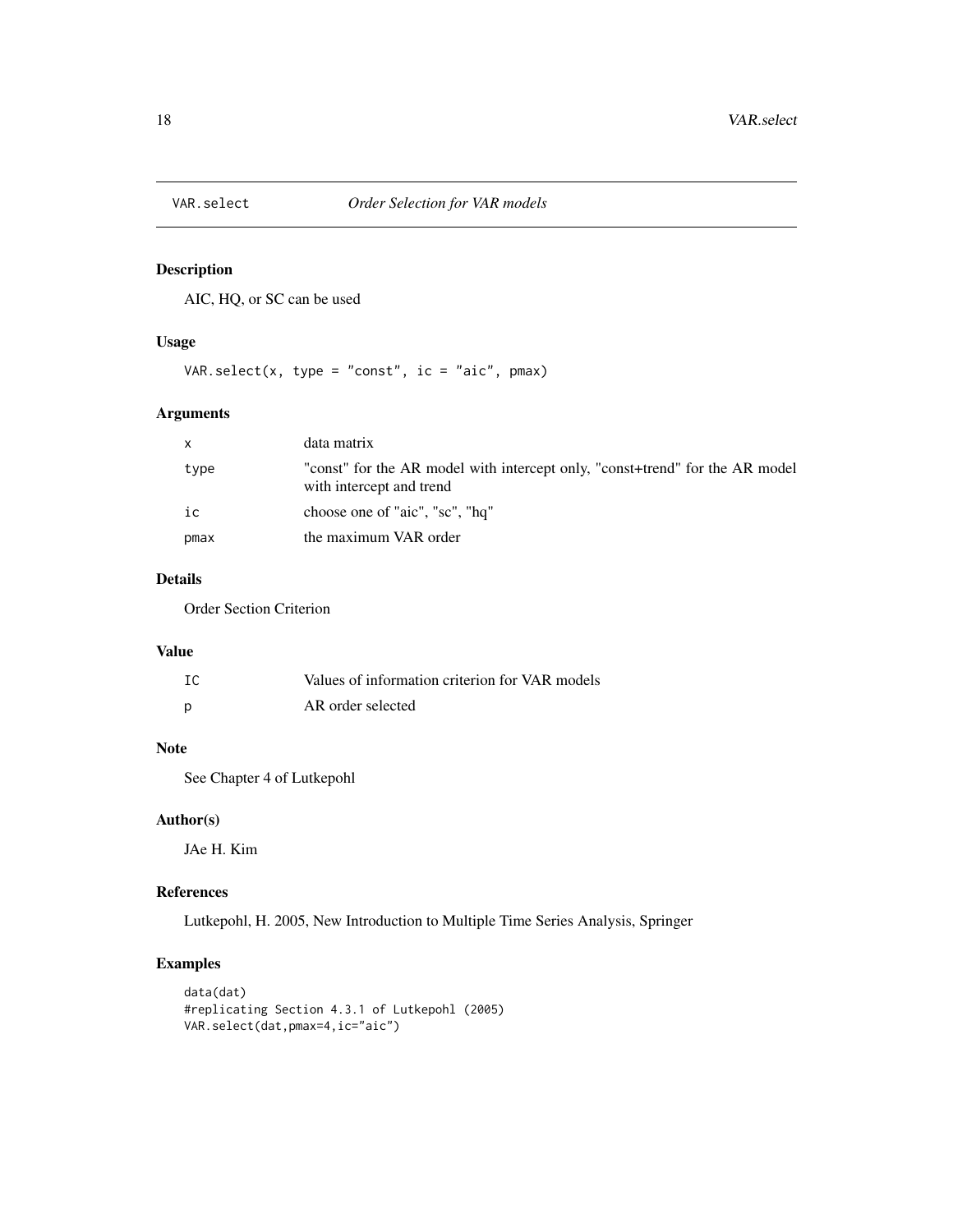## VAR.select *Order Selection for VAR models*

### Description

AIC, HQ, or SC can be used

### Usage

```
VAR.select(x, type = "const", ic = "aic", pmax)
```

### Arguments

| | |
|---|---|
| x | data matrix |
| type | "const" for the AR model with intercept only, "const+trend" for the AR model with intercept and trend |
| ic | choose one of "aic", "sc", "hq" |
| pmax | the maximum VAR order |

### Details

Order Section Criterion

### Value

| | |
|---|---|
| IC | Values of information criterion for VAR models |
| p | AR order selected |

### Note

See Chapter 4 of Lutkepohl

### Author(s)

JAe H. Kim

### References

Lutkepohl, H. 2005, New Introduction to Multiple Time Series Analysis, Springer

### Examples

```
data(dat)
#replicating Section 4.3.1 of Lutkepohl (2005)
VAR.select(dat,pmax=4,ic="aic")
```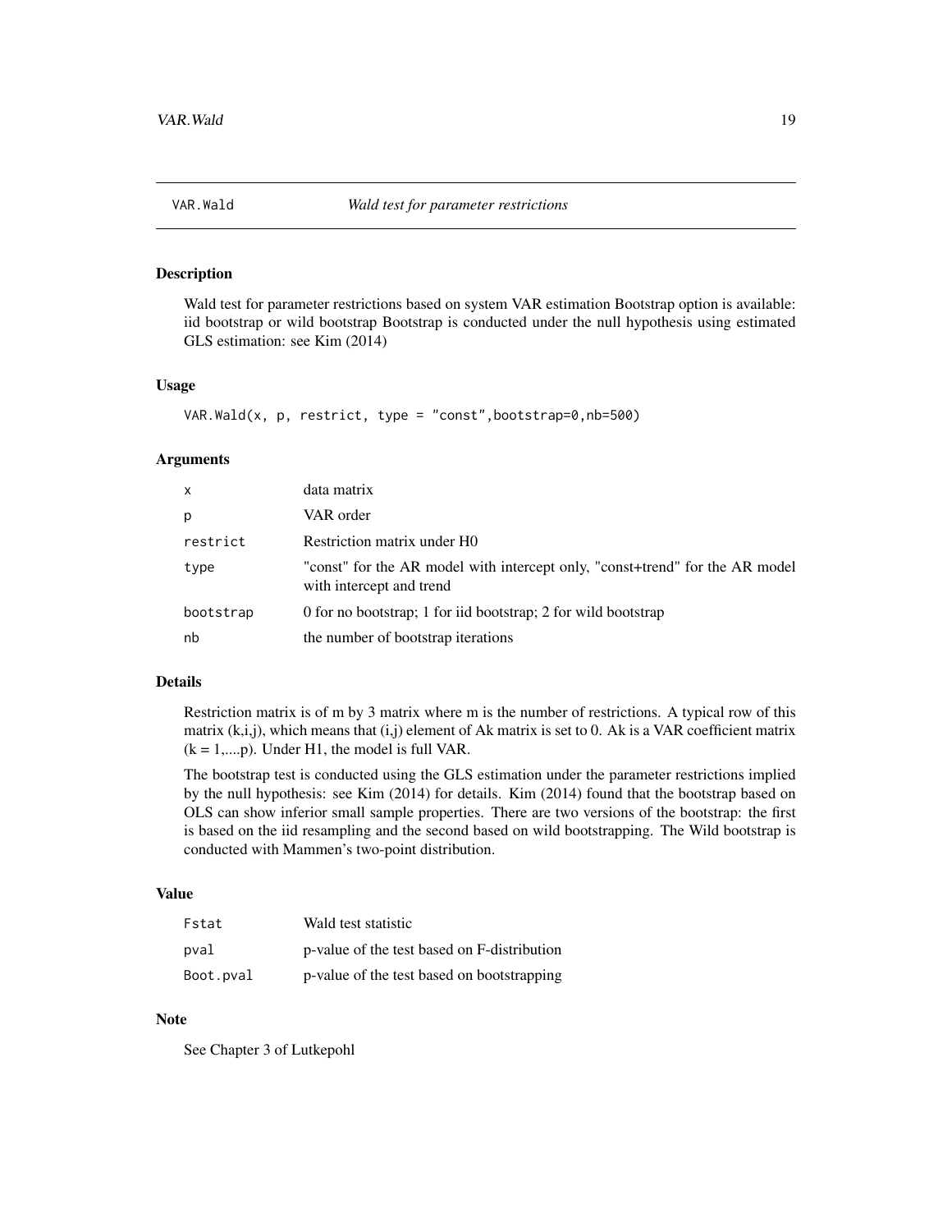## VAR.Wald — *Wald test for parameter restrictions*

### Description

Wald test for parameter restrictions based on system VAR estimation Bootstrap option is available: iid bootstrap or wild bootstrap Bootstrap is conducted under the null hypothesis using estimated GLS estimation: see Kim (2014)

### Usage

```
VAR.Wald(x, p, restrict, type = "const",bootstrap=0,nb=500)
```

### Arguments

| | |
|---|---|
| x | data matrix |
| p | VAR order |
| restrict | Restriction matrix under H0 |
| type | "const" for the AR model with intercept only, "const+trend" for the AR model with intercept and trend |
| bootstrap | 0 for no bootstrap; 1 for iid bootstrap; 2 for wild bootstrap |
| nb | the number of bootstrap iterations |

### Details

Restriction matrix is of m by 3 matrix where m is the number of restrictions. A typical row of this matrix (k,i,j), which means that (i,j) element of Ak matrix is set to 0. Ak is a VAR coefficient matrix (k = 1,....p). Under H1, the model is full VAR.

The bootstrap test is conducted using the GLS estimation under the parameter restrictions implied by the null hypothesis: see Kim (2014) for details. Kim (2014) found that the bootstrap based on OLS can show inferior small sample properties. There are two versions of the bootstrap: the first is based on the iid resampling and the second based on wild bootstrapping. The Wild bootstrap is conducted with Mammen's two-point distribution.

### Value

| | |
|---|---|
| Fstat | Wald test statistic |
| pval | p-value of the test based on F-distribution |
| Boot.pval | p-value of the test based on bootstrapping |

### Note

See Chapter 3 of Lutkepohl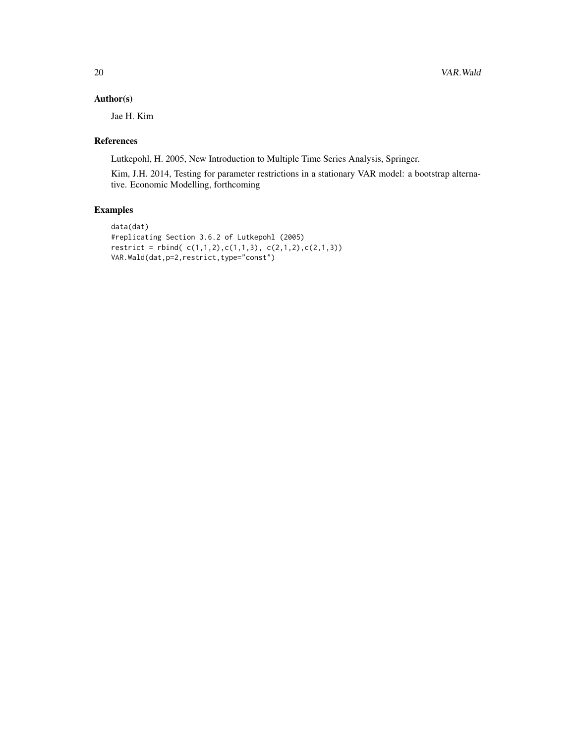## Author(s)

Jae H. Kim

## References

Lutkepohl, H. 2005, New Introduction to Multiple Time Series Analysis, Springer.

Kim, J.H. 2014, Testing for parameter restrictions in a stationary VAR model: a bootstrap alternative. Economic Modelling, forthcoming

## Examples

```
data(dat)
#replicating Section 3.6.2 of Lutkepohl (2005)
restrict = rbind( c(1,1,2),c(1,1,3), c(2,1,2),c(2,1,3))
VAR.Wald(dat,p=2,restrict,type="const")
```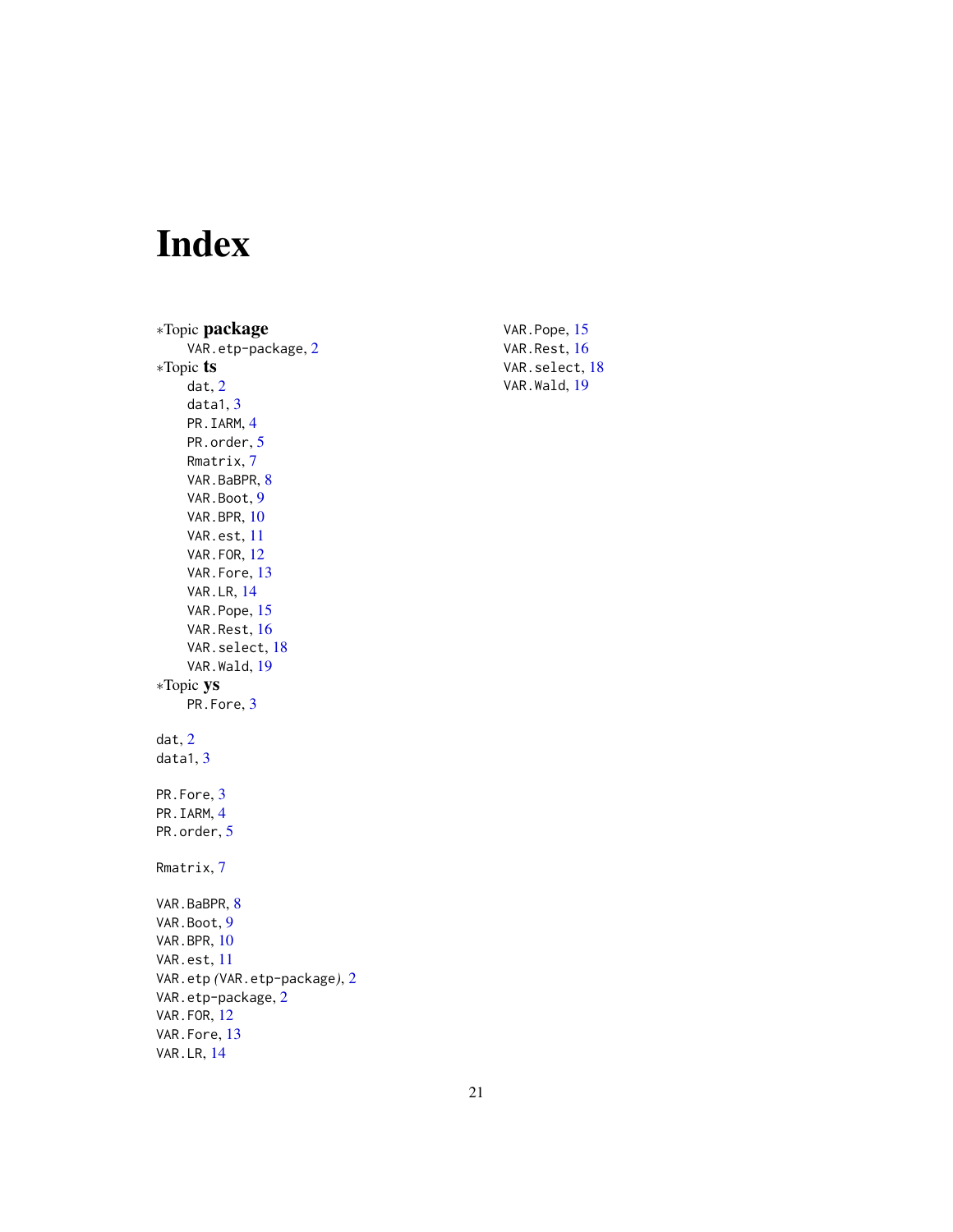# Index

*Topic **package**
- VAR.etp-package, 2

*Topic **ts**
- dat, 2
- data1, 3
- PR.IARM, 4
- PR.order, 5
- Rmatrix, 7
- VAR.BaBPR, 8
- VAR.Boot, 9
- VAR.BPR, 10
- VAR.est, 11
- VAR.FOR, 12
- VAR.Fore, 13
- VAR.LR, 14
- VAR.Pope, 15
- VAR.Rest, 16
- VAR.select, 18
- VAR.Wald, 19

*Topic **ys**
- PR.Fore, 3

dat, 2
data1, 3

PR.Fore, 3
PR.IARM, 4
PR.order, 5

Rmatrix, 7

VAR.BaBPR, 8
VAR.Boot, 9
VAR.BPR, 10
VAR.est, 11
VAR.etp (VAR.etp-package), 2
VAR.etp-package, 2
VAR.FOR, 12
VAR.Fore, 13
VAR.LR, 14
VAR.Pope, 15
VAR.Rest, 16
VAR.select, 18
VAR.Wald, 19